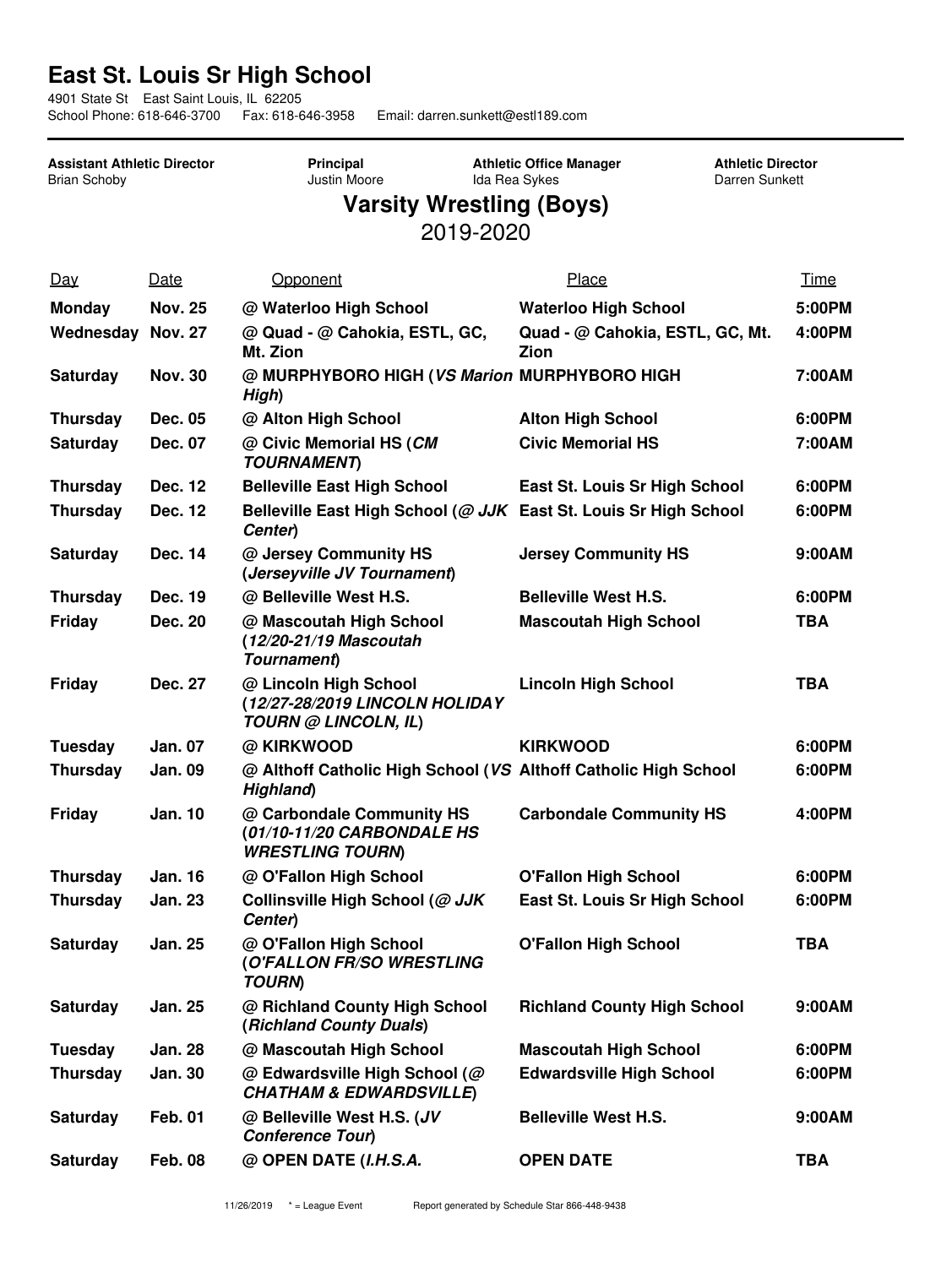# East St. Louis Sr High School

4901 State St East Saint Louis, IL 62205
School Phone: 618-646-3700 Fax: 618-646-3958 Email: darren.sunkett@estl189.com

**Assistant Athletic Director**
Brian Schoby

**Principal**
Justin Moore

**Athletic Office Manager**
Ida Rea Sykes

**Athletic Director**
Darren Sunkett

## Varsity Wrestling (Boys)

2019-2020

| Day | Date | Opponent | Place | Time |
|---|---|---|---|---|
| **Monday** | **Nov. 25** | **@ Waterloo High School** | **Waterloo High School** | **5:00PM** |
| **Wednesday** | **Nov. 27** | **@ Quad - @ Cahokia, ESTL, GC, Mt. Zion** | **Quad - @ Cahokia, ESTL, GC, Mt. Zion** | **4:00PM** |
| **Saturday** | **Nov. 30** | **@ MURPHYBORO HIGH (*VS Marion High*)** | **MURPHYBORO HIGH** | **7:00AM** |
| **Thursday** | **Dec. 05** | **@ Alton High School** | **Alton High School** | **6:00PM** |
| **Saturday** | **Dec. 07** | **@ Civic Memorial HS (*CM TOURNAMENT*)** | **Civic Memorial HS** | **7:00AM** |
| **Thursday** | **Dec. 12** | **Belleville East High School** | **East St. Louis Sr High School** | **6:00PM** |
| **Thursday** | **Dec. 12** | **Belleville East High School (*@ JJK Center*)** | **East St. Louis Sr High School** | **6:00PM** |
| **Saturday** | **Dec. 14** | **@ Jersey Community HS (*Jerseyville JV Tournament*)** | **Jersey Community HS** | **9:00AM** |
| **Thursday** | **Dec. 19** | **@ Belleville West H.S.** | **Belleville West H.S.** | **6:00PM** |
| **Friday** | **Dec. 20** | **@ Mascoutah High School (*12/20-21/19 Mascoutah Tournament*)** | **Mascoutah High School** | **TBA** |
| **Friday** | **Dec. 27** | **@ Lincoln High School (*12/27-28/2019 LINCOLN HOLIDAY TOURN @ LINCOLN, IL*)** | **Lincoln High School** | **TBA** |
| **Tuesday** | **Jan. 07** | **@ KIRKWOOD** | **KIRKWOOD** | **6:00PM** |
| **Thursday** | **Jan. 09** | **@ Althoff Catholic High School (*VS Highland*)** | **Althoff Catholic High School** | **6:00PM** |
| **Friday** | **Jan. 10** | **@ Carbondale Community HS (*01/10-11/20 CARBONDALE HS WRESTLING TOURN*)** | **Carbondale Community HS** | **4:00PM** |
| **Thursday** | **Jan. 16** | **@ O'Fallon High School** | **O'Fallon High School** | **6:00PM** |
| **Thursday** | **Jan. 23** | **Collinsville High School (*@ JJK Center*)** | **East St. Louis Sr High School** | **6:00PM** |
| **Saturday** | **Jan. 25** | **@ O'Fallon High School (*O'FALLON FR/SO WRESTLING TOURN*)** | **O'Fallon High School** | **TBA** |
| **Saturday** | **Jan. 25** | **@ Richland County High School (*Richland County Duals*)** | **Richland County High School** | **9:00AM** |
| **Tuesday** | **Jan. 28** | **@ Mascoutah High School** | **Mascoutah High School** | **6:00PM** |
| **Thursday** | **Jan. 30** | **@ Edwardsville High School (*@ CHATHAM & EDWARDSVILLE*)** | **Edwardsville High School** | **6:00PM** |
| **Saturday** | **Feb. 01** | **@ Belleville West H.S. (*JV Conference Tour*)** | **Belleville West H.S.** | **9:00AM** |
| **Saturday** | **Feb. 08** | **@ OPEN DATE (*I.H.S.A.*** | **OPEN DATE** | **TBA** |

11/26/2019 * = League Event Report generated by Schedule Star 866-448-9438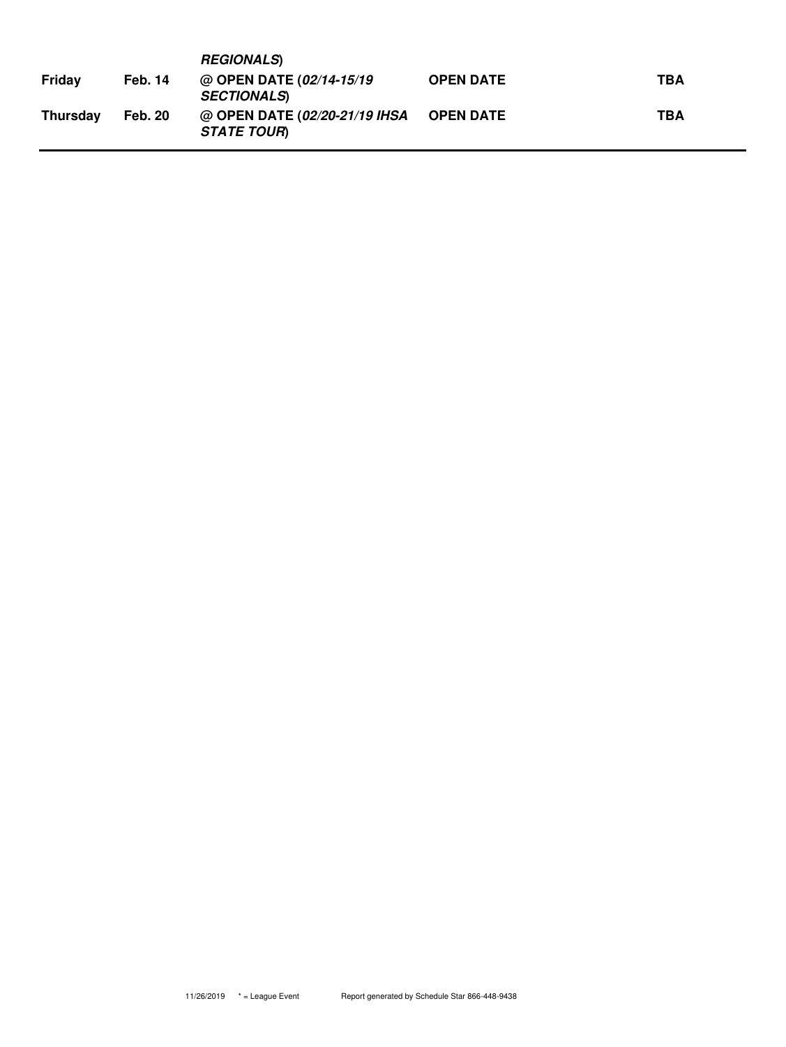| | | | | |
|---|---|---|---|---|
| | | ***REGIONALS*)** | | |
| **Friday** | **Feb. 14** | **@ OPEN DATE (*02/14-15/19 SECTIONALS*)** | **OPEN DATE** | **TBA** |
| **Thursday** | **Feb. 20** | **@ OPEN DATE (*02/20-21/19 IHSA STATE TOUR*)** | **OPEN DATE** | **TBA** |

11/26/2019 * = League Event Report generated by Schedule Star 866-448-9438